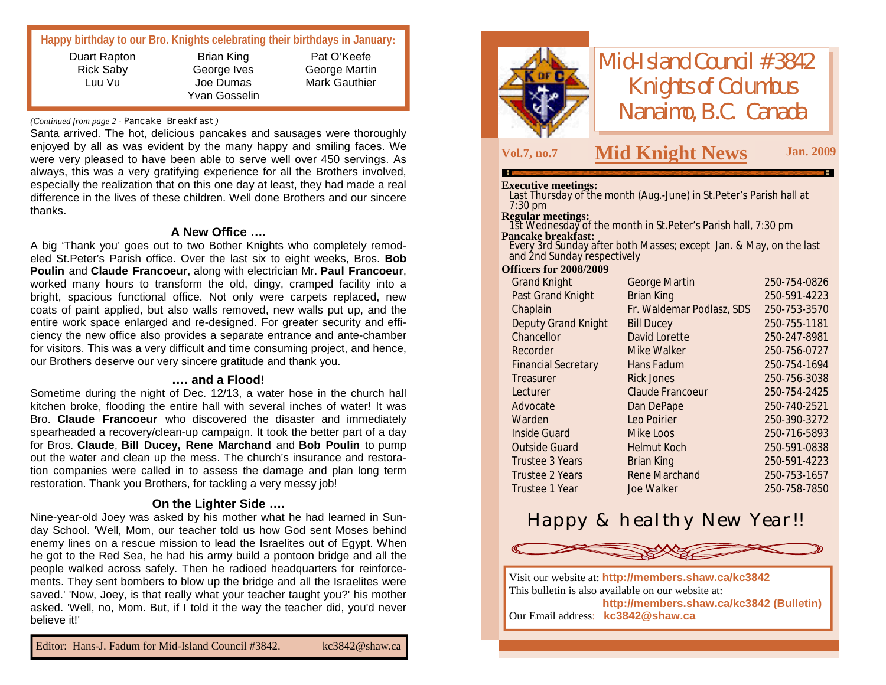**Happy birthday to our Bro. Knights celebrating their birthdays in January:**

| | | |
|---|---|---|
| Duart Rapton | Brian King | Pat O'Keefe |
| Rick Saby | George Ives | George Martin |
| Luu Vu | Joe Dumas | Mark Gauthier |
| | Yvan Gosselin | |

*(Continued from page 2 - Pancake Breakfast)*

Santa arrived. The hot, delicious pancakes and sausages were thoroughly enjoyed by all as was evident by the many happy and smiling faces. We were very pleased to have been able to serve well over 450 servings. As always, this was a very gratifying experience for all the Brothers involved, especially the realization that on this one day at least, they had made a real difference in the lives of these children. Well done Brothers and our sincere thanks.

### A New Office ….

A big 'Thank you' goes out to two Bother Knights who completely remodeled St.Peter's Parish office. Over the last six to eight weeks, Bros. **Bob Poulin** and **Claude Francoeur**, along with electrician Mr. **Paul Francoeur**, worked many hours to transform the old, dingy, cramped facility into a bright, spacious functional office. Not only were carpets replaced, new coats of paint applied, but also walls removed, new walls put up, and the entire work space enlarged and re-designed. For greater security and efficiency the new office also provides a separate entrance and ante-chamber for visitors. This was a very difficult and time consuming project, and hence, our Brothers deserve our very sincere gratitude and thank you.

### …. and a Flood!

Sometime during the night of Dec. 12/13, a water hose in the church hall kitchen broke, flooding the entire hall with several inches of water! It was Bro. **Claude Francoeur** who discovered the disaster and immediately spearheaded a recovery/clean-up campaign. It took the better part of a day for Bros. **Claude**, **Bill Ducey, Rene Marchand** and **Bob Poulin** to pump out the water and clean up the mess. The church's insurance and restoration companies were called in to assess the damage and plan long term restoration. Thank you Brothers, for tackling a very messy job!

### On the Lighter Side ….

Nine-year-old Joey was asked by his mother what he had learned in Sunday School. 'Well, Mom, our teacher told us how God sent Moses behind enemy lines on a rescue mission to lead the Israelites out of Egypt. When he got to the Red Sea, he had his army build a pontoon bridge and all the people walked across safely. Then he radioed headquarters for reinforcements. They sent bombers to blow up the bridge and all the Israelites were saved.' 'Now, Joey, is that really what your teacher taught you?' his mother asked. 'Well, no, Mom. But, if I told it the way the teacher did, you'd never believe it!'

Editor: Hans-J. Fadum for Mid-Island Council #3842. kc3842@shaw.ca

# Mid-Island Council #3842 Knights of Columbus Nanaimo, B.C. Canada

**Vol.7, no.7** — **Mid Knight News** — **Jan. 2009**

**Executive meetings:**
Last Thursday of the month (Aug.-June) in St.Peter's Parish hall at 7:30 pm

**Regular meetings:**
1st Wednesday of the month in St.Peter's Parish hall, 7:30 pm

**Pancake breakfast:**
Every 3rd Sunday after both Masses; except Jan. & May, on the last and 2nd Sunday respectively

**Officers for 2008/2009**

| Office | Name | Phone |
|---|---|---|
| Grand Knight | George Martin | 250-754-0826 |
| Past Grand Knight | Brian King | 250-591-4223 |
| Chaplain | Fr. Waldemar Podlasz, SDS | 250-753-3570 |
| Deputy Grand Knight | Bill Ducey | 250-755-1181 |
| Chancellor | David Lorette | 250-247-8981 |
| Recorder | Mike Walker | 250-756-0727 |
| Financial Secretary | Hans Fadum | 250-754-1694 |
| Treasurer | Rick Jones | 250-756-3038 |
| Lecturer | Claude Francoeur | 250-754-2425 |
| Advocate | Dan DePape | 250-740-2521 |
| Warden | Leo Poirier | 250-390-3272 |
| Inside Guard | Mike Loos | 250-716-5893 |
| Outside Guard | Helmut Koch | 250-591-0838 |
| Trustee 3 Years | Brian King | 250-591-4223 |
| Trustee 2 Years | Rene Marchand | 250-753-1657 |
| Trustee 1 Year | Joe Walker | 250-758-7850 |

## Happy & healthy New Year!!

Visit our website at: **http://members.shaw.ca/kc3842**
This bulletin is also available on our website at: **http://members.shaw.ca/kc3842 (Bulletin)**
Our Email address: **kc3842@shaw.ca**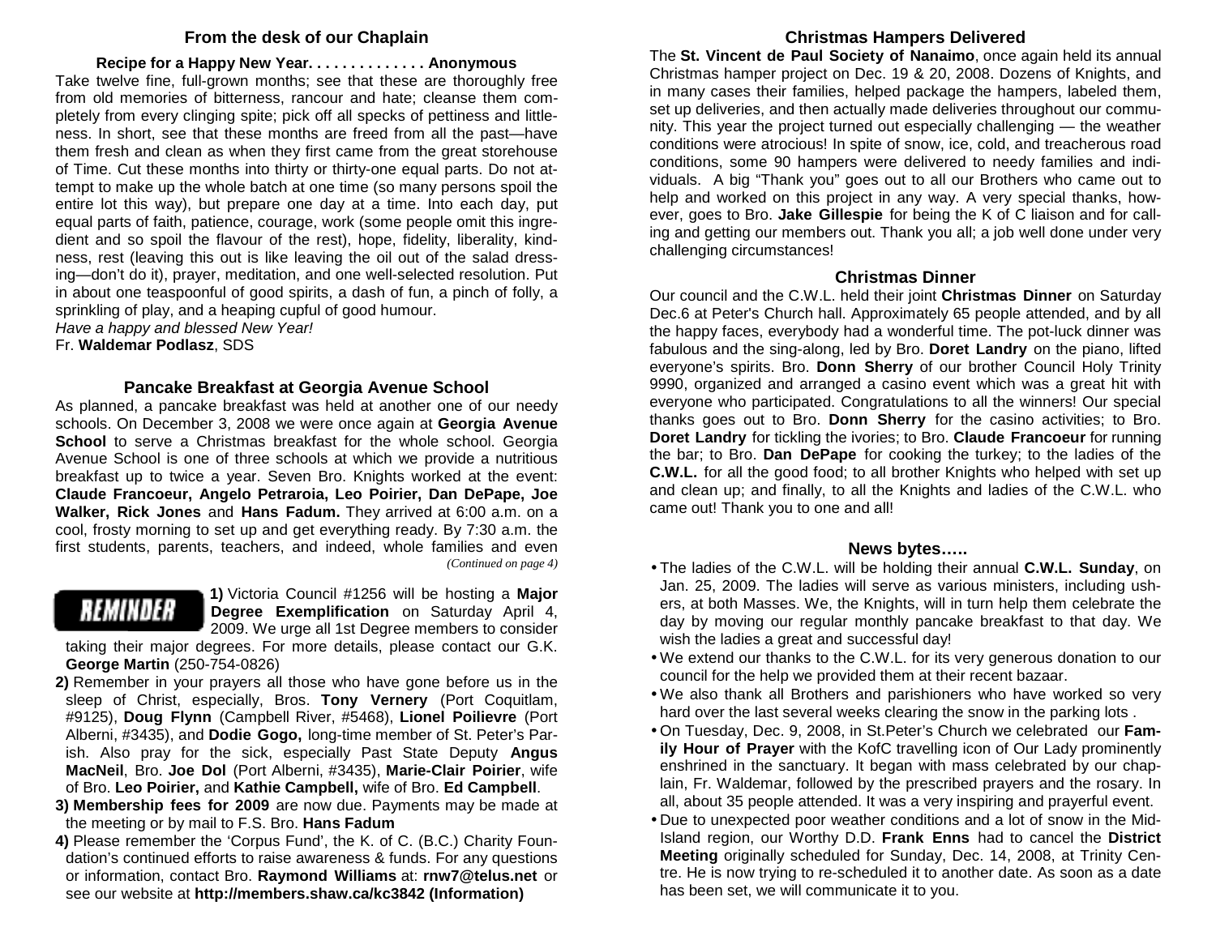## From the desk of our Chaplain

**Recipe for a Happy New Year. . . . . . . . . . . . . . Anonymous**

Take twelve fine, full-grown months; see that these are thoroughly free from old memories of bitterness, rancour and hate; cleanse them completely from every clinging spite; pick off all specks of pettiness and littleness. In short, see that these months are freed from all the past—have them fresh and clean as when they first came from the great storehouse of Time. Cut these months into thirty or thirty-one equal parts. Do not attempt to make up the whole batch at one time (so many persons spoil the entire lot this way), but prepare one day at a time. Into each day, put equal parts of faith, patience, courage, work (some people omit this ingredient and so spoil the flavour of the rest), hope, fidelity, liberality, kindness, rest (leaving this out is like leaving the oil out of the salad dressing—don't do it), prayer, meditation, and one well-selected resolution. Put in about one teaspoonful of good spirits, a dash of fun, a pinch of folly, a sprinkling of play, and a heaping cupful of good humour.

*Have a happy and blessed New Year!*

Fr. **Waldemar Podlasz**, SDS

## Pancake Breakfast at Georgia Avenue School

As planned, a pancake breakfast was held at another one of our needy schools. On December 3, 2008 we were once again at **Georgia Avenue School** to serve a Christmas breakfast for the whole school. Georgia Avenue School is one of three schools at which we provide a nutritious breakfast up to twice a year. Seven Bro. Knights worked at the event: **Claude Francoeur, Angelo Petraroia, Leo Poirier, Dan DePape, Joe Walker, Rick Jones** and **Hans Fadum.** They arrived at 6:00 a.m. on a cool, frosty morning to set up and get everything ready. By 7:30 a.m. the first students, parents, teachers, and indeed, whole families and even

*(Continued on page 4)*

**REMINDER**

**1)** Victoria Council #1256 will be hosting a **Major Degree Exemplification** on Saturday April 4, 2009. We urge all 1st Degree members to consider taking their major degrees. For more details, please contact our G.K. **George Martin** (250-754-0826)

**2)** Remember in your prayers all those who have gone before us in the sleep of Christ, especially, Bros. **Tony Vernery** (Port Coquitlam, #9125), **Doug Flynn** (Campbell River, #5468), **Lionel Poilievre** (Port Alberni, #3435), and **Dodie Gogo,** long-time member of St. Peter's Parish. Also pray for the sick, especially Past State Deputy **Angus MacNeil**, Bro. **Joe Dol** (Port Alberni, #3435), **Marie-Clair Poirier**, wife of Bro. **Leo Poirier,** and **Kathie Campbell,** wife of Bro. **Ed Campbell**.

**3) Membership fees for 2009** are now due. Payments may be made at the meeting or by mail to F.S. Bro. **Hans Fadum**

**4)** Please remember the 'Corpus Fund', the K. of C. (B.C.) Charity Foundation's continued efforts to raise awareness & funds. For any questions or information, contact Bro. **Raymond Williams** at: **rnw7@telus.net** or see our website at **http://members.shaw.ca/kc3842 (Information)**

## Christmas Hampers Delivered

The **St. Vincent de Paul Society of Nanaimo**, once again held its annual Christmas hamper project on Dec. 19 & 20, 2008. Dozens of Knights, and in many cases their families, helped package the hampers, labeled them, set up deliveries, and then actually made deliveries throughout our community. This year the project turned out especially challenging — the weather conditions were atrocious! In spite of snow, ice, cold, and treacherous road conditions, some 90 hampers were delivered to needy families and individuals. A big "Thank you" goes out to all our Brothers who came out to help and worked on this project in any way. A very special thanks, however, goes to Bro. **Jake Gillespie** for being the K of C liaison and for calling and getting our members out. Thank you all; a job well done under very challenging circumstances!

## Christmas Dinner

Our council and the C.W.L. held their joint **Christmas Dinner** on Saturday Dec.6 at Peter's Church hall. Approximately 65 people attended, and by all the happy faces, everybody had a wonderful time. The pot-luck dinner was fabulous and the sing-along, led by Bro. **Doret Landry** on the piano, lifted everyone's spirits. Bro. **Donn Sherry** of our brother Council Holy Trinity 9990, organized and arranged a casino event which was a great hit with everyone who participated. Congratulations to all the winners! Our special thanks goes out to Bro. **Donn Sherry** for the casino activities; to Bro. **Doret Landry** for tickling the ivories; to Bro. **Claude Francoeur** for running the bar; to Bro. **Dan DePape** for cooking the turkey; to the ladies of the **C.W.L.** for all the good food; to all brother Knights who helped with set up and clean up; and finally, to all the Knights and ladies of the C.W.L. who came out! Thank you to one and all!

## News bytes…..

- The ladies of the C.W.L. will be holding their annual **C.W.L. Sunday**, on Jan. 25, 2009. The ladies will serve as various ministers, including ushers, at both Masses. We, the Knights, will in turn help them celebrate the day by moving our regular monthly pancake breakfast to that day. We wish the ladies a great and successful day!
- We extend our thanks to the C.W.L. for its very generous donation to our council for the help we provided them at their recent bazaar.
- We also thank all Brothers and parishioners who have worked so very hard over the last several weeks clearing the snow in the parking lots .
- On Tuesday, Dec. 9, 2008, in St.Peter's Church we celebrated our **Family Hour of Prayer** with the KofC travelling icon of Our Lady prominently enshrined in the sanctuary. It began with mass celebrated by our chaplain, Fr. Waldemar, followed by the prescribed prayers and the rosary. In all, about 35 people attended. It was a very inspiring and prayerful event.
- Due to unexpected poor weather conditions and a lot of snow in the Mid-Island region, our Worthy D.D. **Frank Enns** had to cancel the **District Meeting** originally scheduled for Sunday, Dec. 14, 2008, at Trinity Centre. He is now trying to re-scheduled it to another date. As soon as a date has been set, we will communicate it to you.